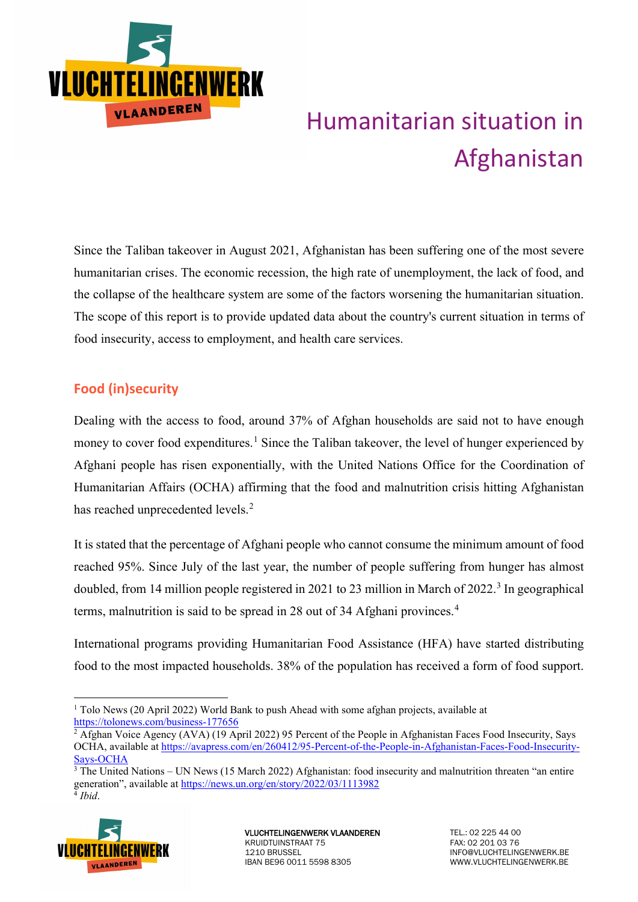# Humanitarian situation in Afghanistan

Since the Taliban takeover in August 2021, Afghanistan has been suffering one of the most severe humanitarian crises. The economic recession, the high rate of unemployment, the lack of food, and the collapse of the healthcare system are some of the factors worsening the humanitarian situation. The scope of this report is to provide updated data about the country's current situation in terms of food insecurity, access to employment, and health care services.

## Food (in)security

Dealing with the access to food, around 37% of Afghan households are said not to have enough money to cover food expenditures.[1] Since the Taliban takeover, the level of hunger experienced by Afghani people has risen exponentially, with the United Nations Office for the Coordination of Humanitarian Affairs (OCHA) affirming that the food and malnutrition crisis hitting Afghanistan has reached unprecedented levels.[2]

It is stated that the percentage of Afghani people who cannot consume the minimum amount of food reached 95%. Since July of the last year, the number of people suffering from hunger has almost doubled, from 14 million people registered in 2021 to 23 million in March of 2022.[3] In geographical terms, malnutrition is said to be spread in 28 out of 34 Afghani provinces.[4]

International programs providing Humanitarian Food Assistance (HFA) have started distributing food to the most impacted households. 38% of the population has received a form of food support.

---

[1] Tolo News (20 April 2022) World Bank to push Ahead with some afghan projects, available at https://tolonews.com/business-177656

[2] Afghan Voice Agency (AVA) (19 April 2022) 95 Percent of the People in Afghanistan Faces Food Insecurity, Says OCHA, available at https://avapress.com/en/260412/95-Percent-of-the-People-in-Afghanistan-Faces-Food-Insecurity-Says-OCHA

[3] The United Nations – UN News (15 March 2022) Afghanistan: food insecurity and malnutrition threaten "an entire generation", available at https://news.un.org/en/story/2022/03/1113982

[4] *Ibid*.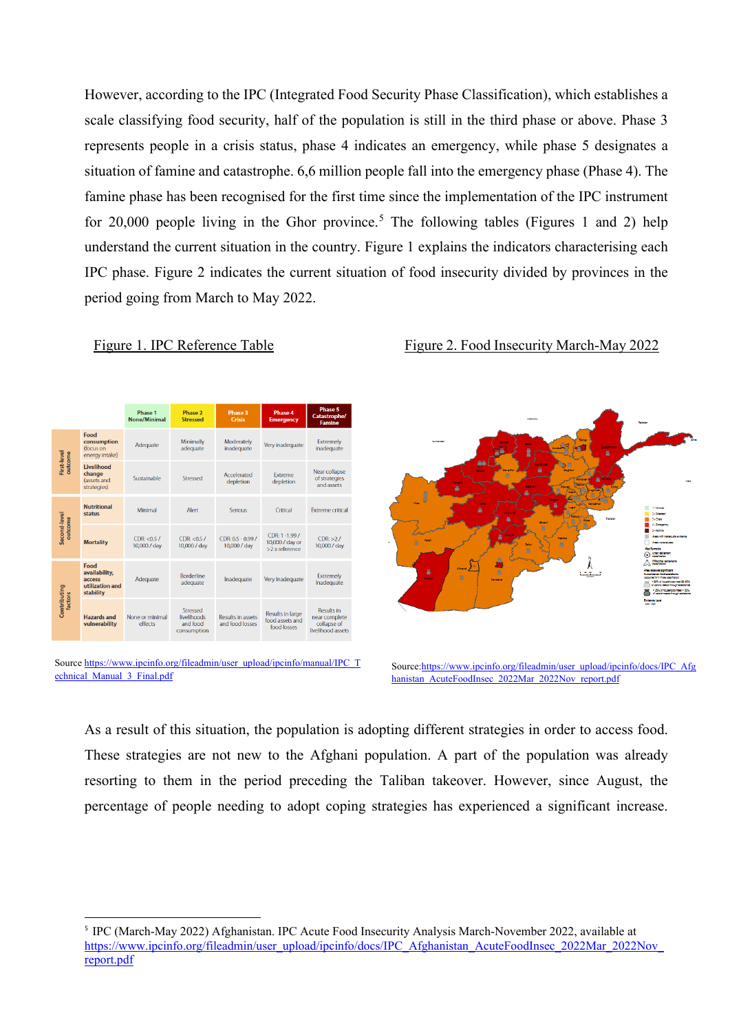However, according to the IPC (Integrated Food Security Phase Classification), which establishes a scale classifying food security, half of the population is still in the third phase or above. Phase 3 represents people in a crisis status, phase 4 indicates an emergency, while phase 5 designates a situation of famine and catastrophe. 6,6 million people fall into the emergency phase (Phase 4). The famine phase has been recognised for the first time since the implementation of the IPC instrument for 20,000 people living in the Ghor province.[5] The following tables (Figures 1 and 2) help understand the current situation in the country. Figure 1 explains the indicators characterising each IPC phase. Figure 2 indicates the current situation of food insecurity divided by provinces in the period going from March to May 2022.

Figure 1. IPC Reference Table

| | | Phase 1 None/Minimal | Phase 2 Stressed | Phase 3 Crisis | Phase 4 Emergency | Phase 5 Catastrophe/ Famine |
|---|---|---|---|---|---|---|
| First-level outcome | Food consumption (focus on energy intake) | Adequate | Minimally adequate | Moderately inadequate | Very inadequate | Extremely inadequate |
| | Livelihood change (assets and strategies) | Sustainable | Stressed | Accelerated depletion | Extreme depletion | Near collapse of strategies and assets |
| Second-level outcome | Nutritional status | Minimal | Alert | Serious | Critical | Extreme critical |
| | Mortality | CDR: <0.5 / 10,000 / day | CDR: <0.5 / 10,000 / day | CDR: 0.5 - 0.99 / 10,000 / day | CDR: 1 - 1.99 / 10,000 / day or >2 x reference | CDR: >2 / 10,000 / day |
| Contributing factors | Food availability, access utilization and stability | Adequate | Borderline adequate | Inadequate | Very inadequate | Extremely inadequate |
| | Hazards and vulnerability | None or minimal effects | Stressed livelihoods and food consumption | Results in assets and food losses | Results in large food assets and food losses | Results in near complete collapse of livelihood assets |

Source https://www.ipcinfo.org/fileadmin/user_upload/ipcinfo/manual/IPC_Technical_Manual_3_Final.pdf

Figure 2. Food Insecurity March-May 2022

Source: https://www.ipcinfo.org/fileadmin/user_upload/ipcinfo/docs/IPC_Afghanistan_AcuteFoodInsec_2022Mar_2022Nov_report.pdf

As a result of this situation, the population is adopting different strategies in order to access food. These strategies are not new to the Afghani population. A part of the population was already resorting to them in the period preceding the Taliban takeover. However, since August, the percentage of people needing to adopt coping strategies has experienced a significant increase.

[5] IPC (March-May 2022) Afghanistan. IPC Acute Food Insecurity Analysis March-November 2022, available at https://www.ipcinfo.org/fileadmin/user_upload/ipcinfo/docs/IPC_Afghanistan_AcuteFoodInsec_2022Mar_2022Nov_report.pdf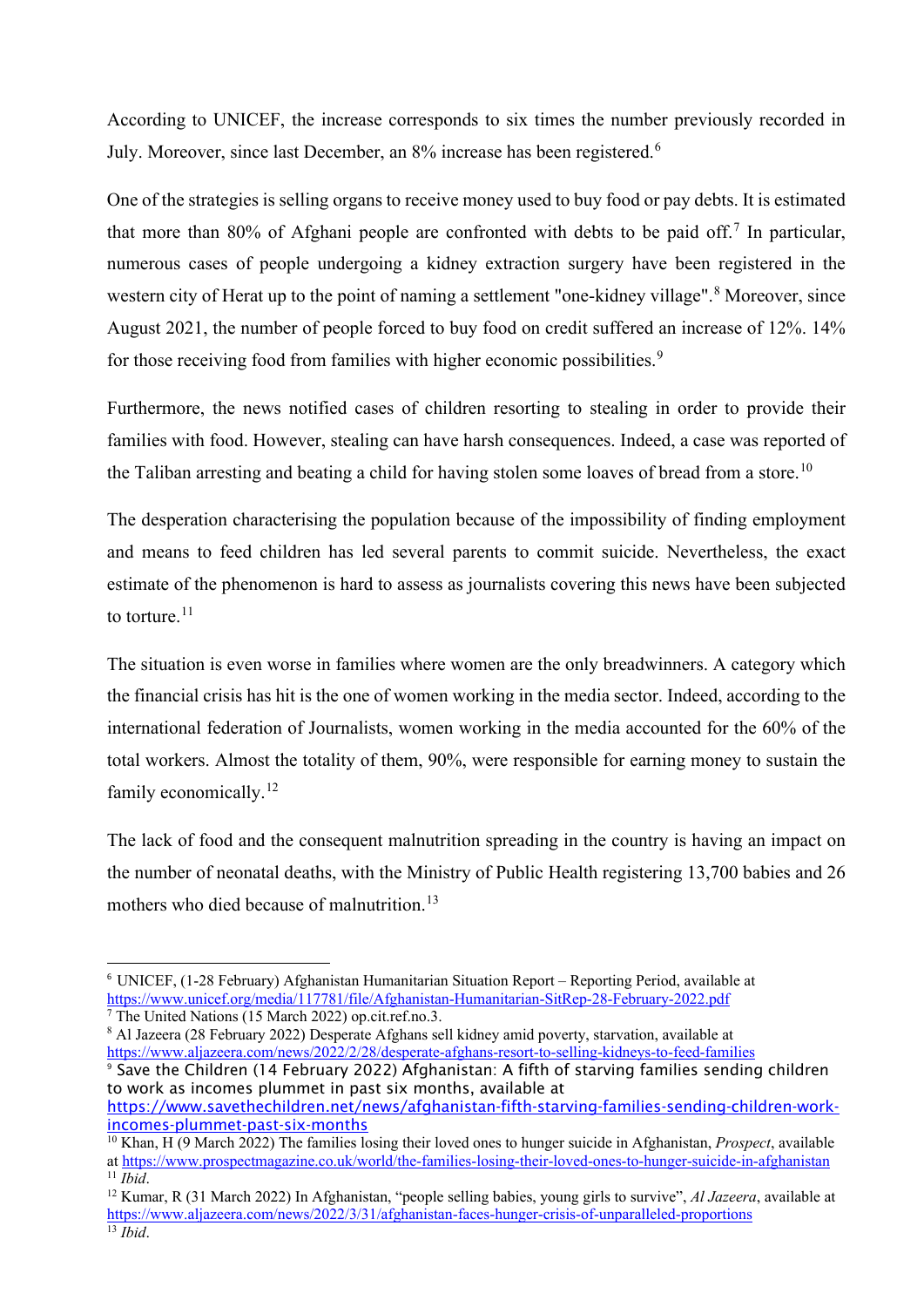According to UNICEF, the increase corresponds to six times the number previously recorded in July. Moreover, since last December, an 8% increase has been registered.[6]

One of the strategies is selling organs to receive money used to buy food or pay debts. It is estimated that more than 80% of Afghani people are confronted with debts to be paid off.[7] In particular, numerous cases of people undergoing a kidney extraction surgery have been registered in the western city of Herat up to the point of naming a settlement "one-kidney village".[8] Moreover, since August 2021, the number of people forced to buy food on credit suffered an increase of 12%. 14% for those receiving food from families with higher economic possibilities.[9]

Furthermore, the news notified cases of children resorting to stealing in order to provide their families with food. However, stealing can have harsh consequences. Indeed, a case was reported of the Taliban arresting and beating a child for having stolen some loaves of bread from a store.[10]

The desperation characterising the population because of the impossibility of finding employment and means to feed children has led several parents to commit suicide. Nevertheless, the exact estimate of the phenomenon is hard to assess as journalists covering this news have been subjected to torture.[11]

The situation is even worse in families where women are the only breadwinners. A category which the financial crisis has hit is the one of women working in the media sector. Indeed, according to the international federation of Journalists, women working in the media accounted for the 60% of the total workers. Almost the totality of them, 90%, were responsible for earning money to sustain the family economically.[12]

The lack of food and the consequent malnutrition spreading in the country is having an impact on the number of neonatal deaths, with the Ministry of Public Health registering 13,700 babies and 26 mothers who died because of malnutrition.[13]

---

[6] UNICEF, (1-28 February) Afghanistan Humanitarian Situation Report – Reporting Period, available at https://www.unicef.org/media/117781/file/Afghanistan-Humanitarian-SitRep-28-February-2022.pdf

[7] The United Nations (15 March 2022) op.cit.ref.no.3.

[8] Al Jazeera (28 February 2022) Desperate Afghans sell kidney amid poverty, starvation, available at https://www.aljazeera.com/news/2022/2/28/desperate-afghans-resort-to-selling-kidneys-to-feed-families

[9] Save the Children (14 February 2022) Afghanistan: A fifth of starving families sending children to work as incomes plummet in past six months, available at https://www.savethechildren.net/news/afghanistan-fifth-starving-families-sending-children-work-incomes-plummet-past-six-months

[10] Khan, H (9 March 2022) The families losing their loved ones to hunger suicide in Afghanistan, *Prospect*, available at https://www.prospectmagazine.co.uk/world/the-families-losing-their-loved-ones-to-hunger-suicide-in-afghanistan

[11] *Ibid*.

[12] Kumar, R (31 March 2022) In Afghanistan, "people selling babies, young girls to survive", *Al Jazeera*, available at https://www.aljazeera.com/news/2022/3/31/afghanistan-faces-hunger-crisis-of-unparalleled-proportions

[13] *Ibid*.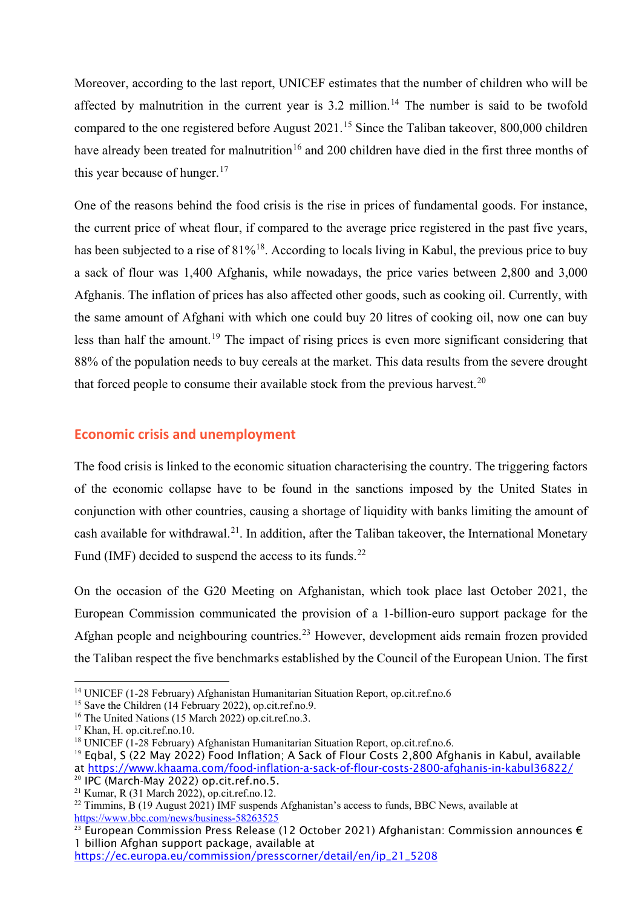Moreover, according to the last report, UNICEF estimates that the number of children who will be affected by malnutrition in the current year is 3.2 million.[14] The number is said to be twofold compared to the one registered before August 2021.[15] Since the Taliban takeover, 800,000 children have already been treated for malnutrition[16] and 200 children have died in the first three months of this year because of hunger.[17]

One of the reasons behind the food crisis is the rise in prices of fundamental goods. For instance, the current price of wheat flour, if compared to the average price registered in the past five years, has been subjected to a rise of 81%[18]. According to locals living in Kabul, the previous price to buy a sack of flour was 1,400 Afghanis, while nowadays, the price varies between 2,800 and 3,000 Afghanis. The inflation of prices has also affected other goods, such as cooking oil. Currently, with the same amount of Afghani with which one could buy 20 litres of cooking oil, now one can buy less than half the amount.[19] The impact of rising prices is even more significant considering that 88% of the population needs to buy cereals at the market. This data results from the severe drought that forced people to consume their available stock from the previous harvest.[20]

## Economic crisis and unemployment

The food crisis is linked to the economic situation characterising the country. The triggering factors of the economic collapse have to be found in the sanctions imposed by the United States in conjunction with other countries, causing a shortage of liquidity with banks limiting the amount of cash available for withdrawal.[21]. In addition, after the Taliban takeover, the International Monetary Fund (IMF) decided to suspend the access to its funds.[22]

On the occasion of the G20 Meeting on Afghanistan, which took place last October 2021, the European Commission communicated the provision of a 1-billion-euro support package for the Afghan people and neighbouring countries.[23] However, development aids remain frozen provided the Taliban respect the five benchmarks established by the Council of the European Union. The first

---

[14] UNICEF (1-28 February) Afghanistan Humanitarian Situation Report, op.cit.ref.no.6

[15] Save the Children (14 February 2022), op.cit.ref.no.9.

[16] The United Nations (15 March 2022) op.cit.ref.no.3.

[17] Khan, H. op.cit.ref.no.10.

[18] UNICEF (1-28 February) Afghanistan Humanitarian Situation Report, op.cit.ref.no.6.

[19] Eqbal, S (22 May 2022) Food Inflation; A Sack of Flour Costs 2,800 Afghanis in Kabul, available at https://www.khaama.com/food-inflation-a-sack-of-flour-costs-2800-afghanis-in-kabul36822/

[20] IPC (March-May 2022) op.cit.ref.no.5.

[21] Kumar, R (31 March 2022), op.cit.ref.no.12.

[22] Timmins, B (19 August 2021) IMF suspends Afghanistan's access to funds, BBC News, available at https://www.bbc.com/news/business-58263525

[23] European Commission Press Release (12 October 2021) Afghanistan: Commission announces € 1 billion Afghan support package, available at https://ec.europa.eu/commission/presscorner/detail/en/ip_21_5208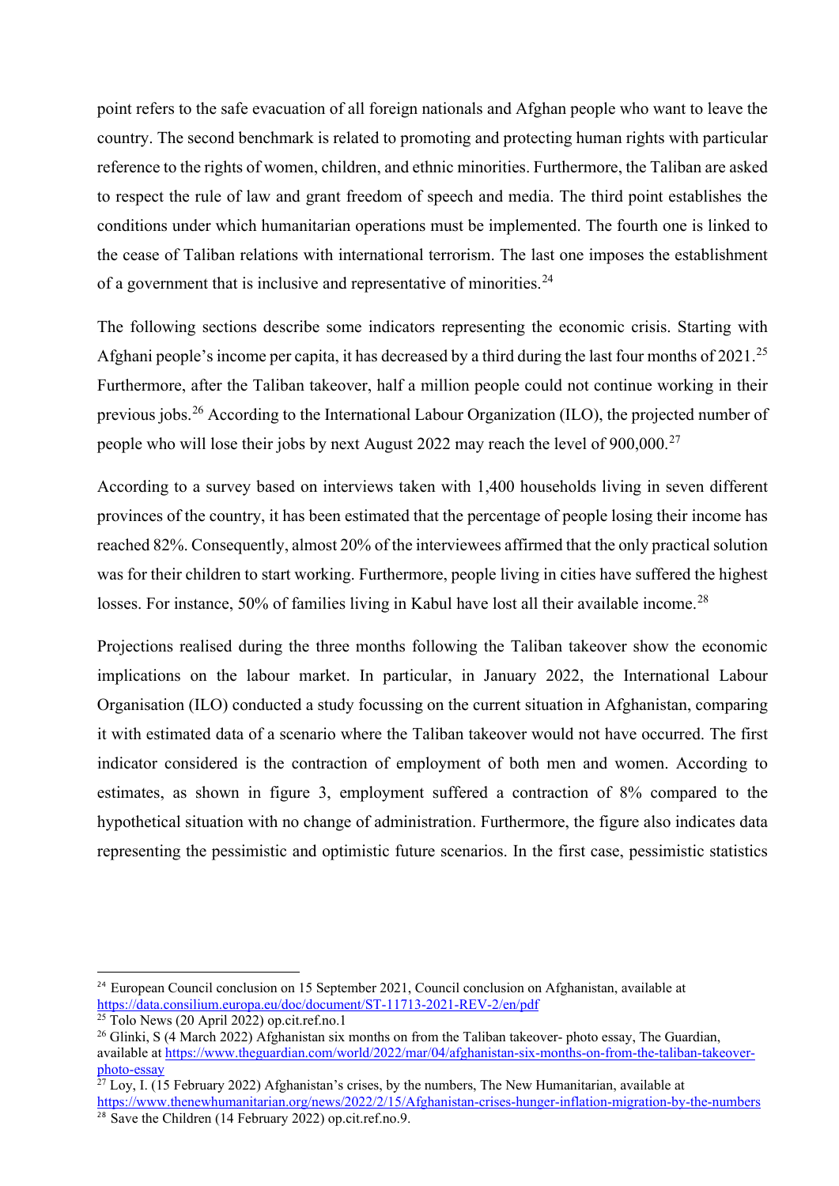point refers to the safe evacuation of all foreign nationals and Afghan people who want to leave the country. The second benchmark is related to promoting and protecting human rights with particular reference to the rights of women, children, and ethnic minorities. Furthermore, the Taliban are asked to respect the rule of law and grant freedom of speech and media. The third point establishes the conditions under which humanitarian operations must be implemented. The fourth one is linked to the cease of Taliban relations with international terrorism. The last one imposes the establishment of a government that is inclusive and representative of minorities.[24]

The following sections describe some indicators representing the economic crisis. Starting with Afghani people's income per capita, it has decreased by a third during the last four months of 2021.[25] Furthermore, after the Taliban takeover, half a million people could not continue working in their previous jobs.[26] According to the International Labour Organization (ILO), the projected number of people who will lose their jobs by next August 2022 may reach the level of 900,000.[27]

According to a survey based on interviews taken with 1,400 households living in seven different provinces of the country, it has been estimated that the percentage of people losing their income has reached 82%. Consequently, almost 20% of the interviewees affirmed that the only practical solution was for their children to start working. Furthermore, people living in cities have suffered the highest losses. For instance, 50% of families living in Kabul have lost all their available income.[28]

Projections realised during the three months following the Taliban takeover show the economic implications on the labour market. In particular, in January 2022, the International Labour Organisation (ILO) conducted a study focussing on the current situation in Afghanistan, comparing it with estimated data of a scenario where the Taliban takeover would not have occurred. The first indicator considered is the contraction of employment of both men and women. According to estimates, as shown in figure 3, employment suffered a contraction of 8% compared to the hypothetical situation with no change of administration. Furthermore, the figure also indicates data representing the pessimistic and optimistic future scenarios. In the first case, pessimistic statistics

---

[24] European Council conclusion on 15 September 2021, Council conclusion on Afghanistan, available at https://data.consilium.europa.eu/doc/document/ST-11713-2021-REV-2/en/pdf

[25] Tolo News (20 April 2022) op.cit.ref.no.1

[26] Glinki, S (4 March 2022) Afghanistan six months on from the Taliban takeover- photo essay, The Guardian, available at https://www.theguardian.com/world/2022/mar/04/afghanistan-six-months-on-from-the-taliban-takeover-photo-essay

[27] Loy, I. (15 February 2022) Afghanistan's crises, by the numbers, The New Humanitarian, available at https://www.thenewhumanitarian.org/news/2022/2/15/Afghanistan-crises-hunger-inflation-migration-by-the-numbers

[28] Save the Children (14 February 2022) op.cit.ref.no.9.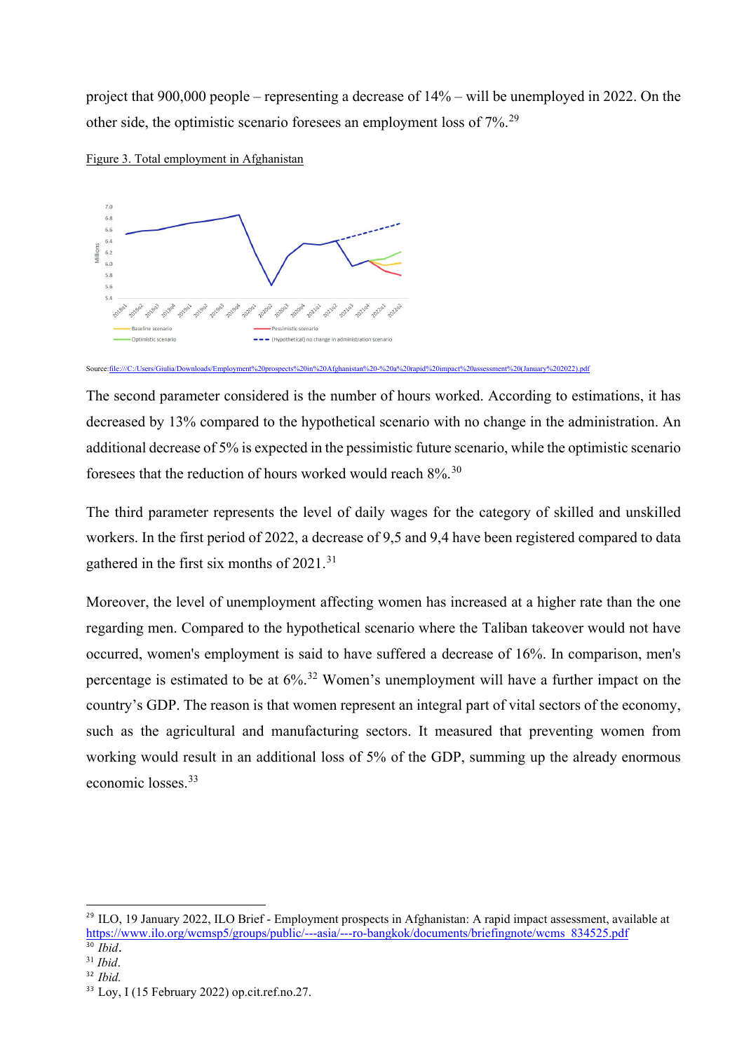project that 900,000 people – representing a decrease of 14% – will be unemployed in 2022. On the other side, the optimistic scenario foresees an employment loss of 7%.[29]

Figure 3. Total employment in Afghanistan

Source: file:///C:/Users/Giulia/Downloads/Employment%20prospects%20in%20Afghanistan%20-%20a%20rapid%20impact%20assessment%20(January%202022).pdf

The second parameter considered is the number of hours worked. According to estimations, it has decreased by 13% compared to the hypothetical scenario with no change in the administration. An additional decrease of 5% is expected in the pessimistic future scenario, while the optimistic scenario foresees that the reduction of hours worked would reach 8%.[30]

The third parameter represents the level of daily wages for the category of skilled and unskilled workers. In the first period of 2022, a decrease of 9,5 and 9,4 have been registered compared to data gathered in the first six months of 2021.[31]

Moreover, the level of unemployment affecting women has increased at a higher rate than the one regarding men. Compared to the hypothetical scenario where the Taliban takeover would not have occurred, women's employment is said to have suffered a decrease of 16%. In comparison, men's percentage is estimated to be at 6%.[32] Women's unemployment will have a further impact on the country's GDP. The reason is that women represent an integral part of vital sectors of the economy, such as the agricultural and manufacturing sectors. It measured that preventing women from working would result in an additional loss of 5% of the GDP, summing up the already enormous economic losses.[33]

---

[29] ILO, 19 January 2022, ILO Brief - Employment prospects in Afghanistan: A rapid impact assessment, available at https://www.ilo.org/wcmsp5/groups/public/---asia/---ro-bangkok/documents/briefingnote/wcms_834525.pdf

[30] *Ibid*.

[31] *Ibid*.

[32] *Ibid*.

[33] Loy, I (15 February 2022) op.cit.ref.no.27.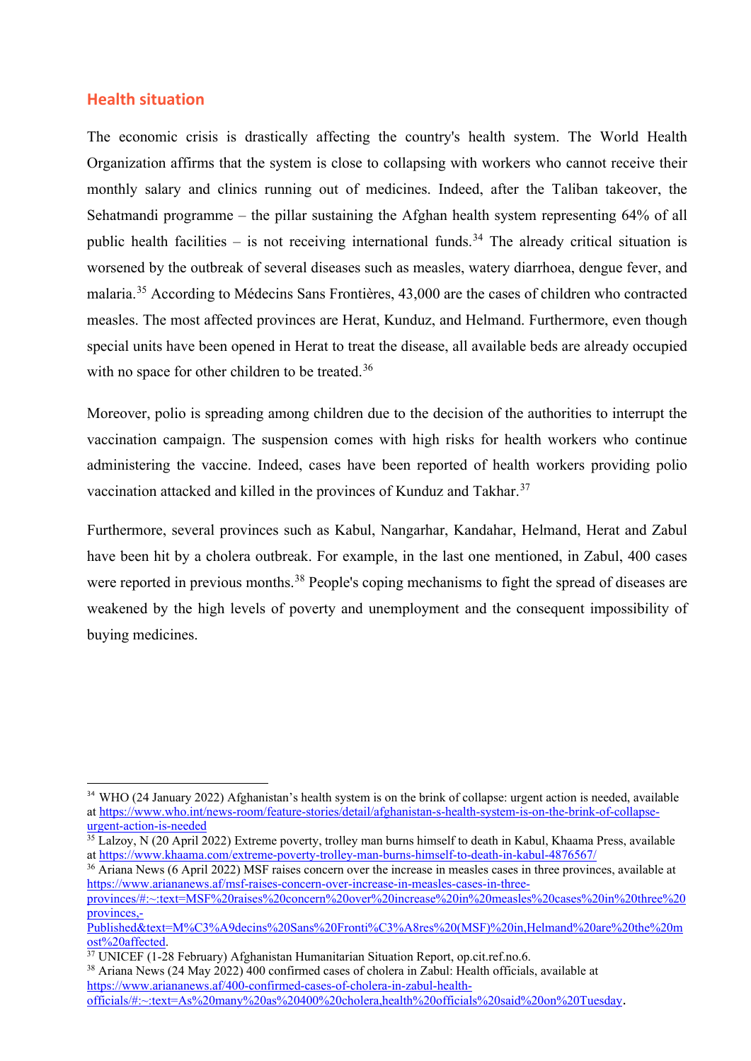## Health situation

The economic crisis is drastically affecting the country's health system. The World Health Organization affirms that the system is close to collapsing with workers who cannot receive their monthly salary and clinics running out of medicines. Indeed, after the Taliban takeover, the Sehatmandi programme – the pillar sustaining the Afghan health system representing 64% of all public health facilities – is not receiving international funds.[34] The already critical situation is worsened by the outbreak of several diseases such as measles, watery diarrhoea, dengue fever, and malaria.[35] According to Médecins Sans Frontières, 43,000 are the cases of children who contracted measles. The most affected provinces are Herat, Kunduz, and Helmand. Furthermore, even though special units have been opened in Herat to treat the disease, all available beds are already occupied with no space for other children to be treated.[36]

Moreover, polio is spreading among children due to the decision of the authorities to interrupt the vaccination campaign. The suspension comes with high risks for health workers who continue administering the vaccine. Indeed, cases have been reported of health workers providing polio vaccination attacked and killed in the provinces of Kunduz and Takhar.[37]

Furthermore, several provinces such as Kabul, Nangarhar, Kandahar, Helmand, Herat and Zabul have been hit by a cholera outbreak. For example, in the last one mentioned, in Zabul, 400 cases were reported in previous months.[38] People's coping mechanisms to fight the spread of diseases are weakened by the high levels of poverty and unemployment and the consequent impossibility of buying medicines.

---

[34] WHO (24 January 2022) Afghanistan's health system is on the brink of collapse: urgent action is needed, available at https://www.who.int/news-room/feature-stories/detail/afghanistan-s-health-system-is-on-the-brink-of-collapse-urgent-action-is-needed

[35] Lalzoy, N (20 April 2022) Extreme poverty, trolley man burns himself to death in Kabul, Khaama Press, available at https://www.khaama.com/extreme-poverty-trolley-man-burns-himself-to-death-in-kabul-4876567/

[36] Ariana News (6 April 2022) MSF raises concern over the increase in measles cases in three provinces, available at https://www.ariananews.af/msf-raises-concern-over-increase-in-measles-cases-in-three-provinces/#:~:text=MSF%20raises%20concern%20over%20increase%20in%20measles%20cases%20in%20three%20provinces,-Published&text=M%C3%A9decins%20Sans%20Fronti%C3%A8res%20(MSF)%20in,Helmand%20are%20the%20most%20affected.

[37] UNICEF (1-28 February) Afghanistan Humanitarian Situation Report, op.cit.ref.no.6.

[38] Ariana News (24 May 2022) 400 confirmed cases of cholera in Zabul: Health officials, available at https://www.ariananews.af/400-confirmed-cases-of-cholera-in-zabul-health-officials/#:~:text=As%20many%20as%20400%20cholera,health%20officials%20said%20on%20Tuesday.